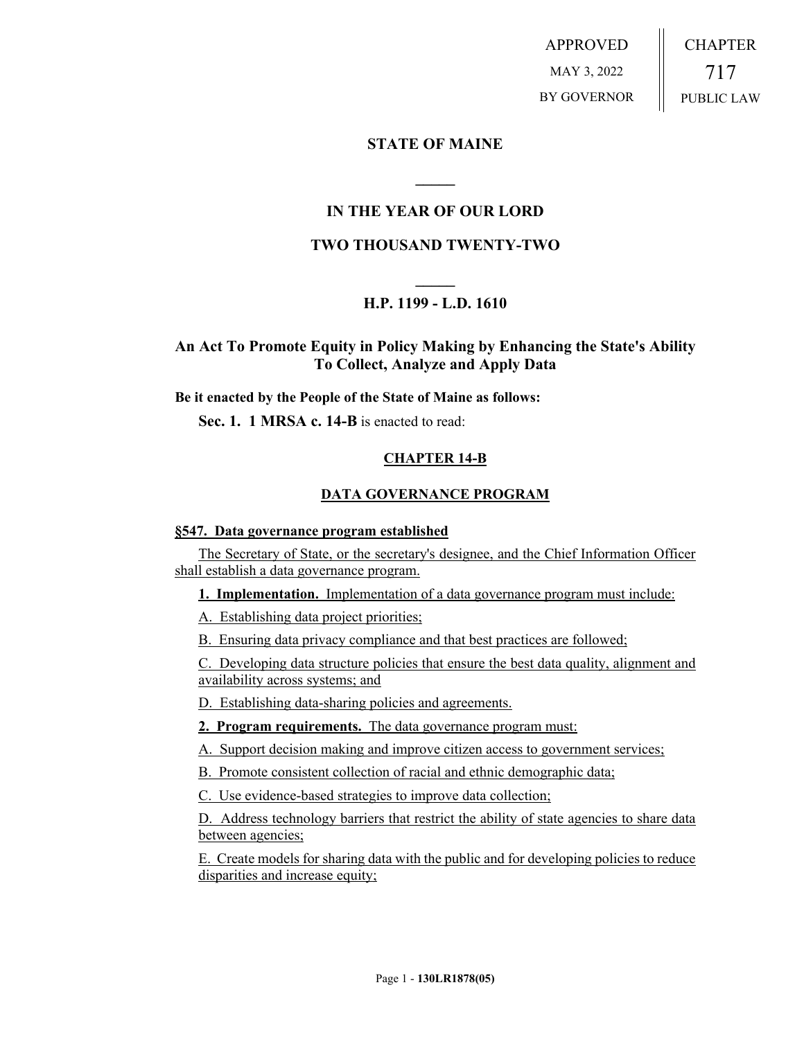APPROVED

MAY 3, 2022

BY GOVERNOR

CHAPTER

717

PUBLIC LAW

## STATE OF MAINE

## IN THE YEAR OF OUR LORD

## TWO THOUSAND TWENTY-TWO

## H.P. 1199 - L.D. 1610

## An Act To Promote Equity in Policy Making by Enhancing the State's Ability To Collect, Analyze and Apply Data

**Be it enacted by the People of the State of Maine as follows:**

**Sec. 1. 1 MRSA c. 14-B** is enacted to read:

### CHAPTER 14-B

### DATA GOVERNANCE PROGRAM

**§547. Data governance program established**

The Secretary of State, or the secretary's designee, and the Chief Information Officer shall establish a data governance program.

**1. Implementation.** Implementation of a data governance program must include:

A. Establishing data project priorities;

B. Ensuring data privacy compliance and that best practices are followed;

C. Developing data structure policies that ensure the best data quality, alignment and availability across systems; and

D. Establishing data-sharing policies and agreements.

**2. Program requirements.** The data governance program must:

A. Support decision making and improve citizen access to government services;

B. Promote consistent collection of racial and ethnic demographic data;

C. Use evidence-based strategies to improve data collection;

D. Address technology barriers that restrict the ability of state agencies to share data between agencies;

E. Create models for sharing data with the public and for developing policies to reduce disparities and increase equity;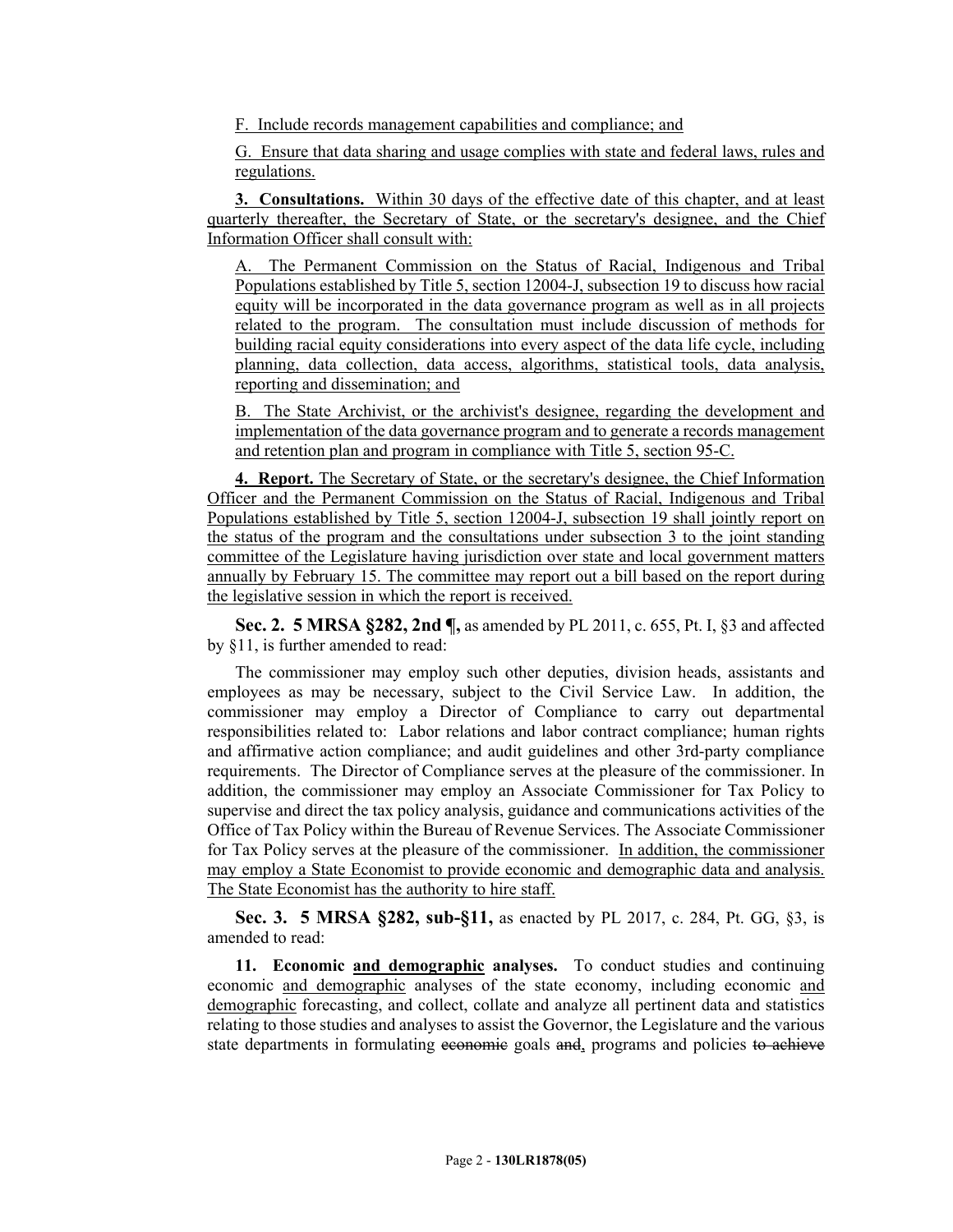F. Include records management capabilities and compliance; and

G. Ensure that data sharing and usage complies with state and federal laws, rules and regulations.

**3. Consultations.** Within 30 days of the effective date of this chapter, and at least quarterly thereafter, the Secretary of State, or the secretary's designee, and the Chief Information Officer shall consult with:

A. The Permanent Commission on the Status of Racial, Indigenous and Tribal Populations established by Title 5, section 12004-J, subsection 19 to discuss how racial equity will be incorporated in the data governance program as well as in all projects related to the program. The consultation must include discussion of methods for building racial equity considerations into every aspect of the data life cycle, including planning, data collection, data access, algorithms, statistical tools, data analysis, reporting and dissemination; and

B. The State Archivist, or the archivist's designee, regarding the development and implementation of the data governance program and to generate a records management and retention plan and program in compliance with Title 5, section 95-C.

**4. Report.** The Secretary of State, or the secretary's designee, the Chief Information Officer and the Permanent Commission on the Status of Racial, Indigenous and Tribal Populations established by Title 5, section 12004-J, subsection 19 shall jointly report on the status of the program and the consultations under subsection 3 to the joint standing committee of the Legislature having jurisdiction over state and local government matters annually by February 15. The committee may report out a bill based on the report during the legislative session in which the report is received.

**Sec. 2. 5 MRSA §282, 2nd ¶,** as amended by PL 2011, c. 655, Pt. I, §3 and affected by §11, is further amended to read:

The commissioner may employ such other deputies, division heads, assistants and employees as may be necessary, subject to the Civil Service Law. In addition, the commissioner may employ a Director of Compliance to carry out departmental responsibilities related to: Labor relations and labor contract compliance; human rights and affirmative action compliance; and audit guidelines and other 3rd-party compliance requirements. The Director of Compliance serves at the pleasure of the commissioner. In addition, the commissioner may employ an Associate Commissioner for Tax Policy to supervise and direct the tax policy analysis, guidance and communications activities of the Office of Tax Policy within the Bureau of Revenue Services. The Associate Commissioner for Tax Policy serves at the pleasure of the commissioner. In addition, the commissioner may employ a State Economist to provide economic and demographic data and analysis. The State Economist has the authority to hire staff.

**Sec. 3. 5 MRSA §282, sub-§11,** as enacted by PL 2017, c. 284, Pt. GG, §3, is amended to read:

**11. Economic and demographic analyses.** To conduct studies and continuing economic and demographic analyses of the state economy, including economic and demographic forecasting, and collect, collate and analyze all pertinent data and statistics relating to those studies and analyses to assist the Governor, the Legislature and the various state departments in formulating ~~economic~~ goals ~~and~~, programs and policies ~~to achieve~~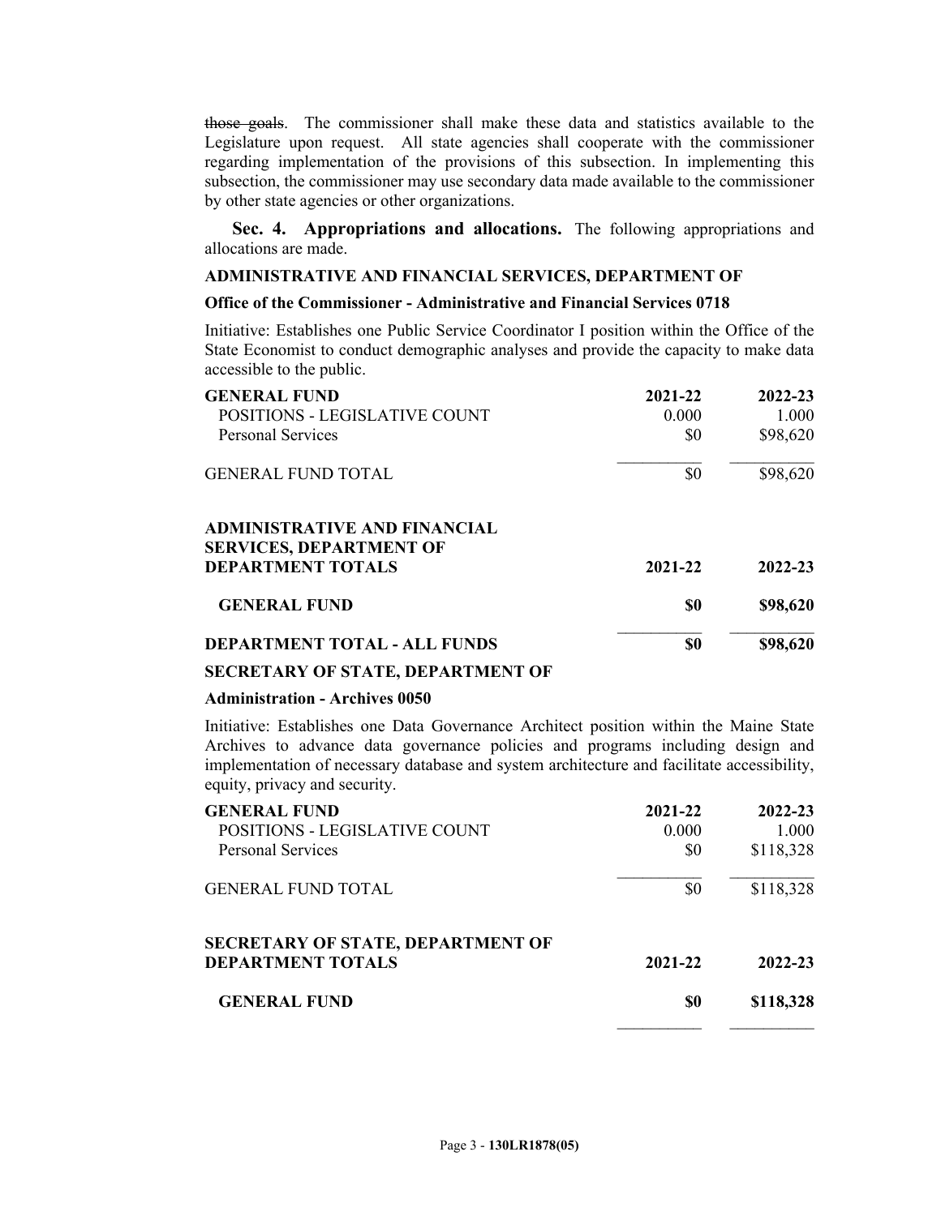~~those goals~~. The commissioner shall make these data and statistics available to the Legislature upon request. All state agencies shall cooperate with the commissioner regarding implementation of the provisions of this subsection. In implementing this subsection, the commissioner may use secondary data made available to the commissioner by other state agencies or other organizations.

**Sec. 4. Appropriations and allocations.** The following appropriations and allocations are made.

**ADMINISTRATIVE AND FINANCIAL SERVICES, DEPARTMENT OF**

**Office of the Commissioner - Administrative and Financial Services 0718**

Initiative: Establishes one Public Service Coordinator I position within the Office of the State Economist to conduct demographic analyses and provide the capacity to make data accessible to the public.

| **GENERAL FUND** | **2021-22** | **2022-23** |
|---|---|---|
| POSITIONS - LEGISLATIVE COUNT | 0.000 | 1.000 |
| Personal Services | $0 | $98,620 |
| GENERAL FUND TOTAL | $0 | $98,620 |

| **ADMINISTRATIVE AND FINANCIAL SERVICES, DEPARTMENT OF DEPARTMENT TOTALS** | **2021-22** | **2022-23** |
|---|---|---|
| **GENERAL FUND** | **$0** | **$98,620** |
| **DEPARTMENT TOTAL - ALL FUNDS** | **$0** | **$98,620** |

**SECRETARY OF STATE, DEPARTMENT OF**

**Administration - Archives 0050**

Initiative: Establishes one Data Governance Architect position within the Maine State Archives to advance data governance policies and programs including design and implementation of necessary database and system architecture and facilitate accessibility, equity, privacy and security.

| **GENERAL FUND** | **2021-22** | **2022-23** |
|---|---|---|
| POSITIONS - LEGISLATIVE COUNT | 0.000 | 1.000 |
| Personal Services | $0 | $118,328 |
| GENERAL FUND TOTAL | $0 | $118,328 |

| **SECRETARY OF STATE, DEPARTMENT OF DEPARTMENT TOTALS** | **2021-22** | **2022-23** |
|---|---|---|
| **GENERAL FUND** | **$0** | **$118,328** |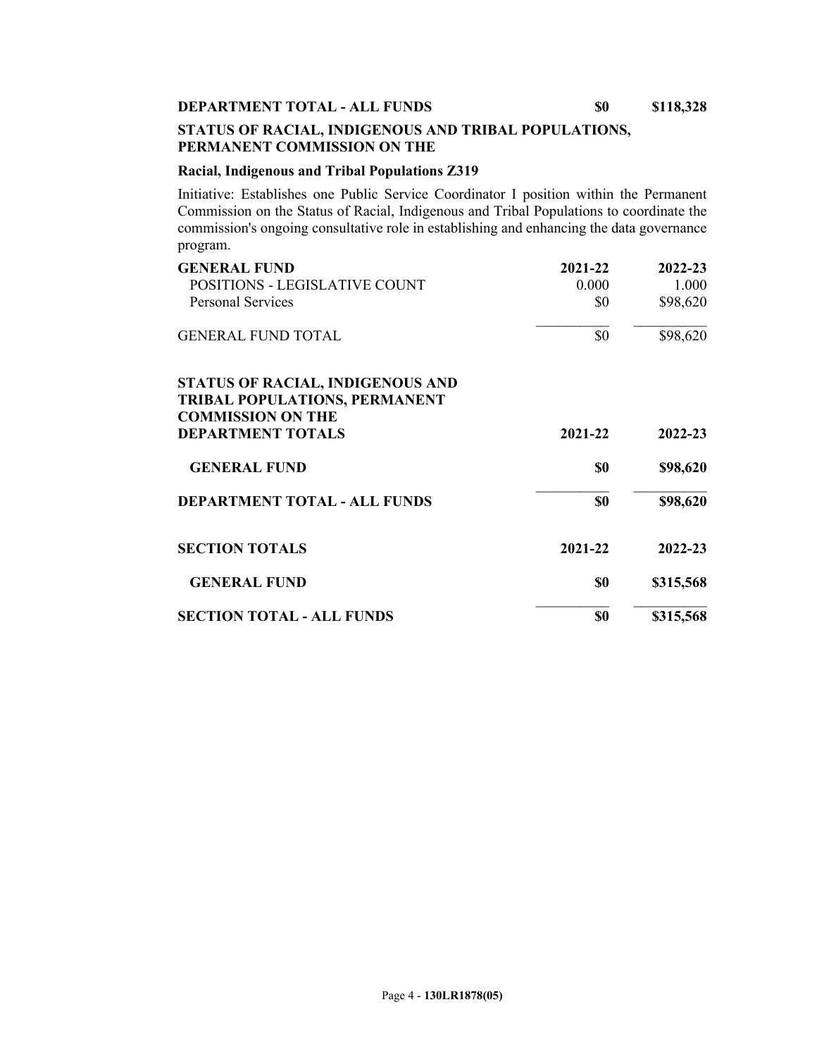| | | |
|---|---|---|
| **DEPARTMENT TOTAL - ALL FUNDS** | **$0** | **$118,328** |

**STATUS OF RACIAL, INDIGENOUS AND TRIBAL POPULATIONS, PERMANENT COMMISSION ON THE**

**Racial, Indigenous and Tribal Populations Z319**

Initiative: Establishes one Public Service Coordinator I position within the Permanent Commission on the Status of Racial, Indigenous and Tribal Populations to coordinate the commission's ongoing consultative role in establishing and enhancing the data governance program.

| GENERAL FUND | 2021-22 | 2022-23 |
|---|---|---|
| POSITIONS - LEGISLATIVE COUNT | 0.000 | 1.000 |
| Personal Services | $0 | $98,620 |
| GENERAL FUND TOTAL | $0 | $98,620 |

| STATUS OF RACIAL, INDIGENOUS AND TRIBAL POPULATIONS, PERMANENT COMMISSION ON THE DEPARTMENT TOTALS | 2021-22 | 2022-23 |
|---|---|---|
| **GENERAL FUND** | **$0** | **$98,620** |
| **DEPARTMENT TOTAL - ALL FUNDS** | **$0** | **$98,620** |

| SECTION TOTALS | 2021-22 | 2022-23 |
|---|---|---|
| **GENERAL FUND** | **$0** | **$315,568** |
| **SECTION TOTAL - ALL FUNDS** | **$0** | **$315,568** |